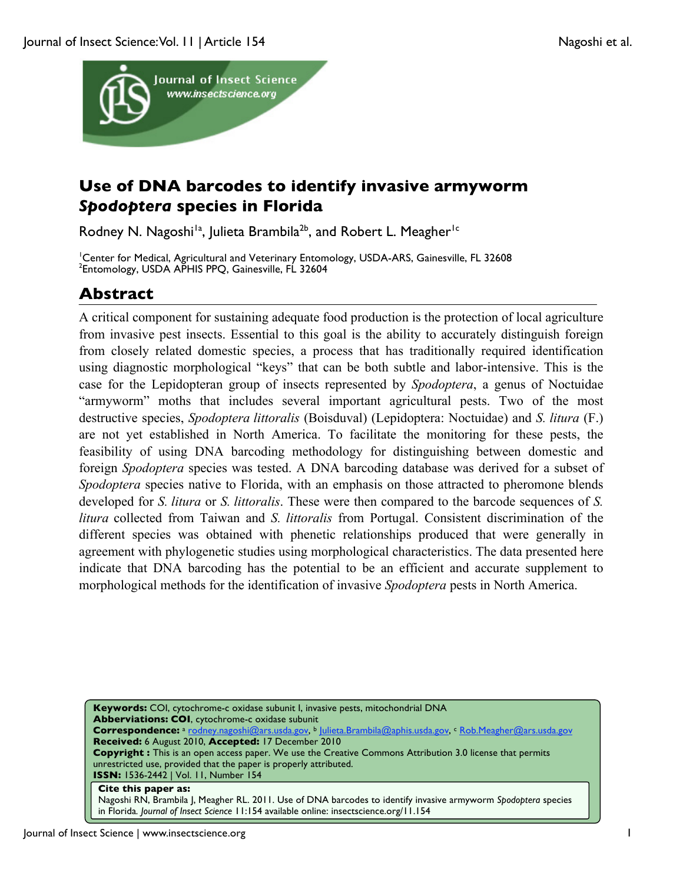# Use of DNA barcodes to identify invasive armyworm *Spodoptera* species in Florida

Rodney N. Nagoshi[1a], Julieta Brambila[2b], and Robert L. Meagher[1c]

[1]Center for Medical, Agricultural and Veterinary Entomology, USDA-ARS, Gainesville, FL 32608
[2]Entomology, USDA APHIS PPQ, Gainesville, FL 32604

## Abstract

A critical component for sustaining adequate food production is the protection of local agriculture from invasive pest insects. Essential to this goal is the ability to accurately distinguish foreign from closely related domestic species, a process that has traditionally required identification using diagnostic morphological "keys" that can be both subtle and labor-intensive. This is the case for the Lepidopteran group of insects represented by *Spodoptera*, a genus of Noctuidae "armyworm" moths that includes several important agricultural pests. Two of the most destructive species, *Spodoptera littoralis* (Boisduval) (Lepidoptera: Noctuidae) and *S. litura* (F.) are not yet established in North America. To facilitate the monitoring for these pests, the feasibility of using DNA barcoding methodology for distinguishing between domestic and foreign *Spodoptera* species was tested. A DNA barcoding database was derived for a subset of *Spodoptera* species native to Florida, with an emphasis on those attracted to pheromone blends developed for *S. litura* or *S. littoralis*. These were then compared to the barcode sequences of *S. litura* collected from Taiwan and *S. littoralis* from Portugal. Consistent discrimination of the different species was obtained with phenetic relationships produced that were generally in agreement with phylogenetic studies using morphological characteristics. The data presented here indicate that DNA barcoding has the potential to be an efficient and accurate supplement to morphological methods for the identification of invasive *Spodoptera* pests in North America.

**Keywords:** COI, cytochrome-c oxidase subunit I, invasive pests, mitochondrial DNA
**Abberviations: COI**, cytochrome-c oxidase subunit
**Correspondence:** [a] rodney.nagoshi@ars.usda.gov, [b] Julieta.Brambila@aphis.usda.gov, [c] Rob.Meagher@ars.usda.gov
**Received:** 6 August 2010, **Accepted:** 17 December 2010
**Copyright :** This is an open access paper. We use the Creative Commons Attribution 3.0 license that permits unrestricted use, provided that the paper is properly attributed.
**ISSN:** 1536-2442 | Vol. 11, Number 154

**Cite this paper as:**
Nagoshi RN, Brambila J, Meagher RL. 2011. Use of DNA barcodes to identify invasive armyworm *Spodoptera* species in Florida. *Journal of Insect Science* 11:154 available online: insectscience.org/11.154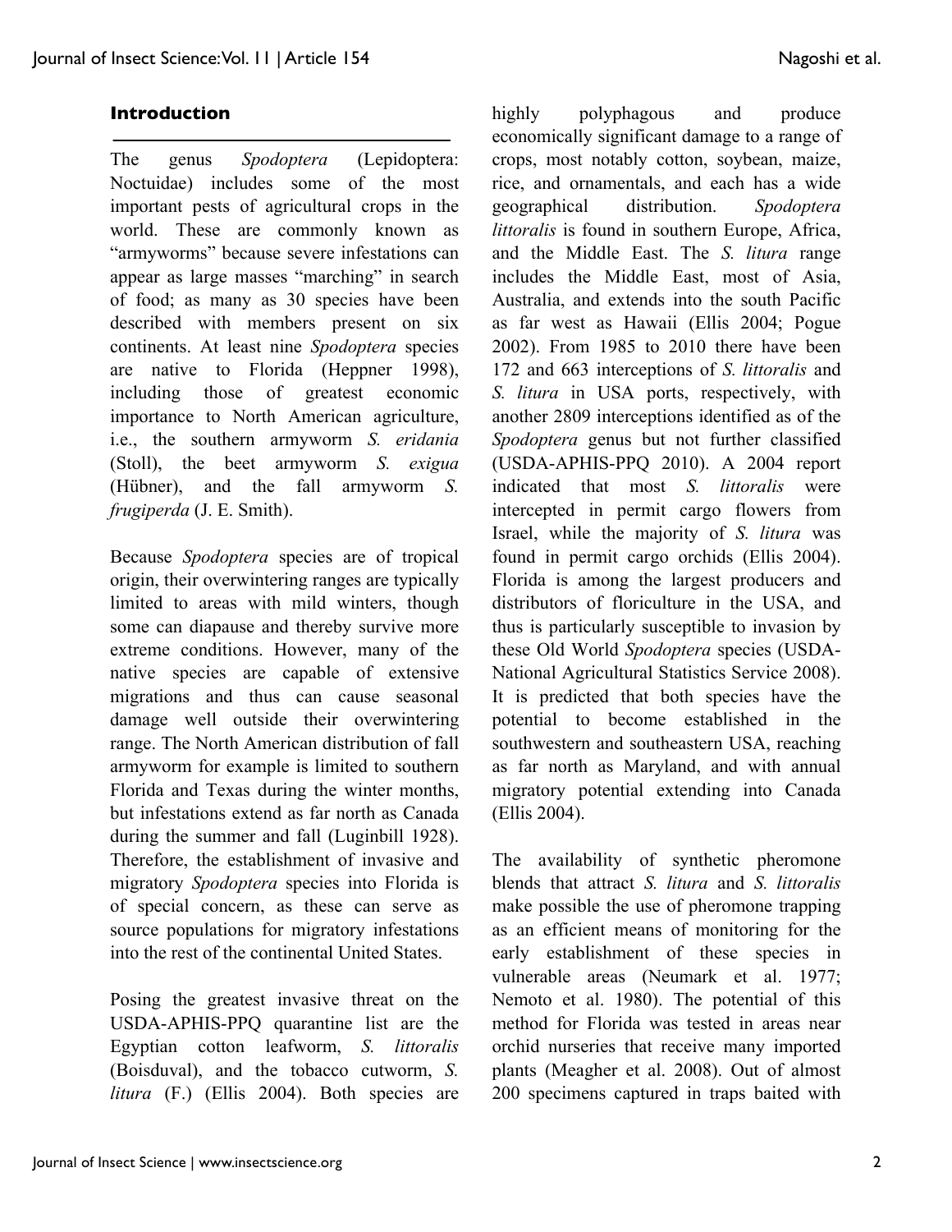## Introduction

The genus *Spodoptera* (Lepidoptera: Noctuidae) includes some of the most important pests of agricultural crops in the world. These are commonly known as "armyworms" because severe infestations can appear as large masses "marching" in search of food; as many as 30 species have been described with members present on six continents. At least nine *Spodoptera* species are native to Florida (Heppner 1998), including those of greatest economic importance to North American agriculture, i.e., the southern armyworm *S. eridania* (Stoll), the beet armyworm *S. exigua* (Hübner), and the fall armyworm *S. frugiperda* (J. E. Smith).

Because *Spodoptera* species are of tropical origin, their overwintering ranges are typically limited to areas with mild winters, though some can diapause and thereby survive more extreme conditions. However, many of the native species are capable of extensive migrations and thus can cause seasonal damage well outside their overwintering range. The North American distribution of fall armyworm for example is limited to southern Florida and Texas during the winter months, but infestations extend as far north as Canada during the summer and fall (Luginbill 1928). Therefore, the establishment of invasive and migratory *Spodoptera* species into Florida is of special concern, as these can serve as source populations for migratory infestations into the rest of the continental United States.

Posing the greatest invasive threat on the USDA-APHIS-PPQ quarantine list are the Egyptian cotton leafworm, *S. littoralis* (Boisduval), and the tobacco cutworm, *S. litura* (F.) (Ellis 2004). Both species are highly polyphagous and produce economically significant damage to a range of crops, most notably cotton, soybean, maize, rice, and ornamentals, and each has a wide geographical distribution. *Spodoptera littoralis* is found in southern Europe, Africa, and the Middle East. The *S. litura* range includes the Middle East, most of Asia, Australia, and extends into the south Pacific as far west as Hawaii (Ellis 2004; Pogue 2002). From 1985 to 2010 there have been 172 and 663 interceptions of *S. littoralis* and *S. litura* in USA ports, respectively, with another 2809 interceptions identified as of the *Spodoptera* genus but not further classified (USDA-APHIS-PPQ 2010). A 2004 report indicated that most *S. littoralis* were intercepted in permit cargo flowers from Israel, while the majority of *S. litura* was found in permit cargo orchids (Ellis 2004). Florida is among the largest producers and distributors of floriculture in the USA, and thus is particularly susceptible to invasion by these Old World *Spodoptera* species (USDA-National Agricultural Statistics Service 2008). It is predicted that both species have the potential to become established in the southwestern and southeastern USA, reaching as far north as Maryland, and with annual migratory potential extending into Canada (Ellis 2004).

The availability of synthetic pheromone blends that attract *S. litura* and *S. littoralis* make possible the use of pheromone trapping as an efficient means of monitoring for the early establishment of these species in vulnerable areas (Neumark et al. 1977; Nemoto et al. 1980). The potential of this method for Florida was tested in areas near orchid nurseries that receive many imported plants (Meagher et al. 2008). Out of almost 200 specimens captured in traps baited with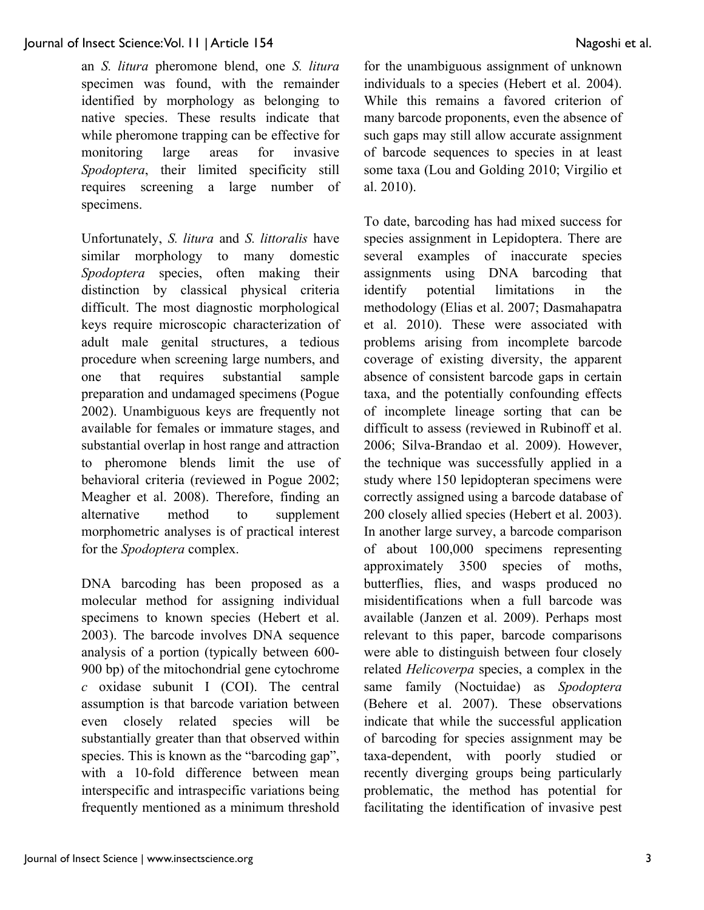an *S. litura* pheromone blend, one *S. litura* specimen was found, with the remainder identified by morphology as belonging to native species. These results indicate that while pheromone trapping can be effective for monitoring large areas for invasive *Spodoptera*, their limited specificity still requires screening a large number of specimens.

Unfortunately, *S. litura* and *S. littoralis* have similar morphology to many domestic *Spodoptera* species, often making their distinction by classical physical criteria difficult. The most diagnostic morphological keys require microscopic characterization of adult male genital structures, a tedious procedure when screening large numbers, and one that requires substantial sample preparation and undamaged specimens (Pogue 2002). Unambiguous keys are frequently not available for females or immature stages, and substantial overlap in host range and attraction to pheromone blends limit the use of behavioral criteria (reviewed in Pogue 2002; Meagher et al. 2008). Therefore, finding an alternative method to supplement morphometric analyses is of practical interest for the *Spodoptera* complex.

DNA barcoding has been proposed as a molecular method for assigning individual specimens to known species (Hebert et al. 2003). The barcode involves DNA sequence analysis of a portion (typically between 600-900 bp) of the mitochondrial gene cytochrome *c* oxidase subunit I (COI). The central assumption is that barcode variation between even closely related species will be substantially greater than that observed within species. This is known as the "barcoding gap", with a 10-fold difference between mean interspecific and intraspecific variations being frequently mentioned as a minimum threshold for the unambiguous assignment of unknown individuals to a species (Hebert et al. 2004). While this remains a favored criterion of many barcode proponents, even the absence of such gaps may still allow accurate assignment of barcode sequences to species in at least some taxa (Lou and Golding 2010; Virgilio et al. 2010).

To date, barcoding has had mixed success for species assignment in Lepidoptera. There are several examples of inaccurate species assignments using DNA barcoding that identify potential limitations in the methodology (Elias et al. 2007; Dasmahapatra et al. 2010). These were associated with problems arising from incomplete barcode coverage of existing diversity, the apparent absence of consistent barcode gaps in certain taxa, and the potentially confounding effects of incomplete lineage sorting that can be difficult to assess (reviewed in Rubinoff et al. 2006; Silva-Brandao et al. 2009). However, the technique was successfully applied in a study where 150 lepidopteran specimens were correctly assigned using a barcode database of 200 closely allied species (Hebert et al. 2003). In another large survey, a barcode comparison of about 100,000 specimens representing approximately 3500 species of moths, butterflies, flies, and wasps produced no misidentifications when a full barcode was available (Janzen et al. 2009). Perhaps most relevant to this paper, barcode comparisons were able to distinguish between four closely related *Helicoverpa* species, a complex in the same family (Noctuidae) as *Spodoptera* (Behere et al. 2007). These observations indicate that while the successful application of barcoding for species assignment may be taxa-dependent, with poorly studied or recently diverging groups being particularly problematic, the method has potential for facilitating the identification of invasive pest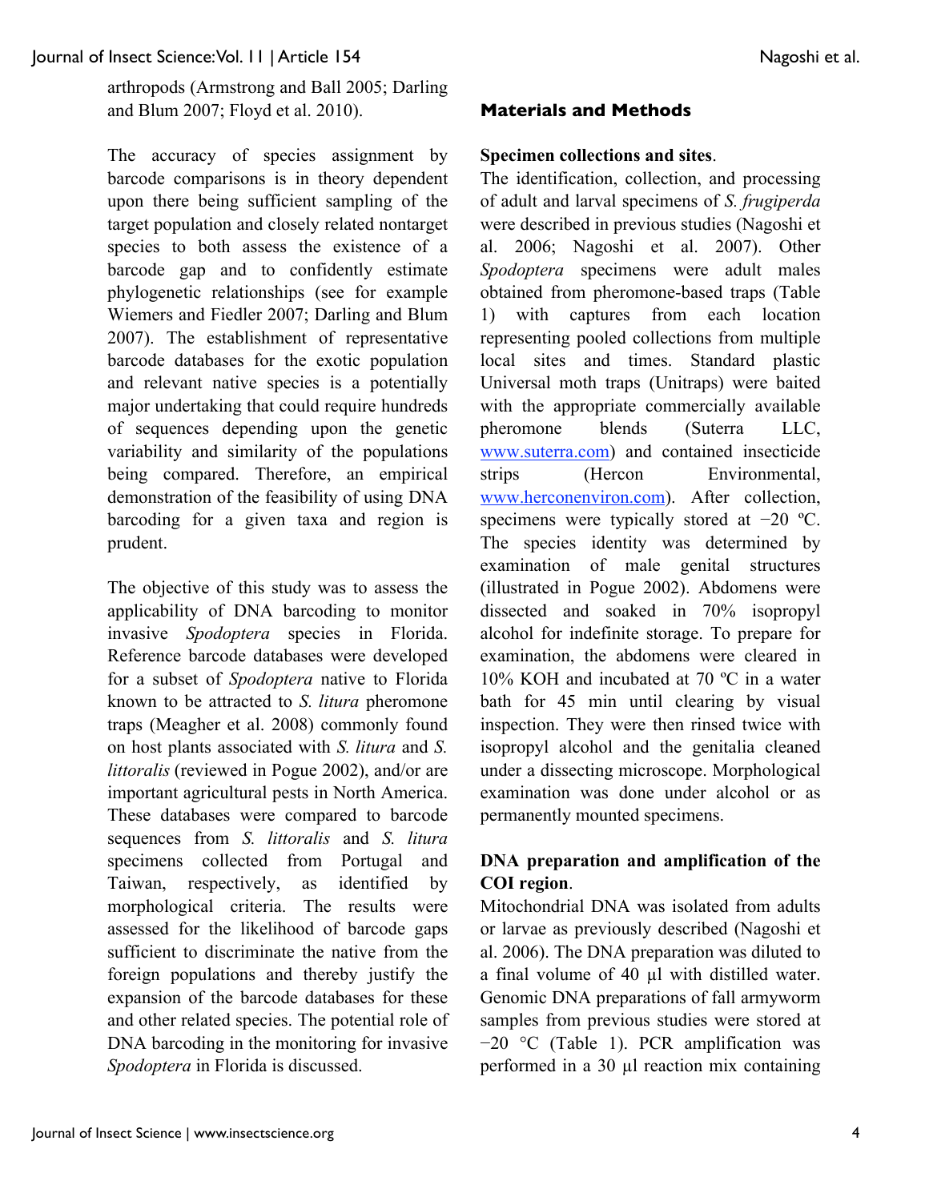arthropods (Armstrong and Ball 2005; Darling and Blum 2007; Floyd et al. 2010).

The accuracy of species assignment by barcode comparisons is in theory dependent upon there being sufficient sampling of the target population and closely related nontarget species to both assess the existence of a barcode gap and to confidently estimate phylogenetic relationships (see for example Wiemers and Fiedler 2007; Darling and Blum 2007). The establishment of representative barcode databases for the exotic population and relevant native species is a potentially major undertaking that could require hundreds of sequences depending upon the genetic variability and similarity of the populations being compared. Therefore, an empirical demonstration of the feasibility of using DNA barcoding for a given taxa and region is prudent.

The objective of this study was to assess the applicability of DNA barcoding to monitor invasive *Spodoptera* species in Florida. Reference barcode databases were developed for a subset of *Spodoptera* native to Florida known to be attracted to *S. litura* pheromone traps (Meagher et al. 2008) commonly found on host plants associated with *S. litura* and *S. littoralis* (reviewed in Pogue 2002), and/or are important agricultural pests in North America. These databases were compared to barcode sequences from *S. littoralis* and *S. litura* specimens collected from Portugal and Taiwan, respectively, as identified by morphological criteria. The results were assessed for the likelihood of barcode gaps sufficient to discriminate the native from the foreign populations and thereby justify the expansion of the barcode databases for these and other related species. The potential role of DNA barcoding in the monitoring for invasive *Spodoptera* in Florida is discussed.

## Materials and Methods

**Specimen collections and sites**.
The identification, collection, and processing of adult and larval specimens of *S. frugiperda* were described in previous studies (Nagoshi et al. 2006; Nagoshi et al. 2007). Other *Spodoptera* specimens were adult males obtained from pheromone-based traps (Table 1) with captures from each location representing pooled collections from multiple local sites and times. Standard plastic Universal moth traps (Unitraps) were baited with the appropriate commercially available pheromone blends (Suterra LLC, www.suterra.com) and contained insecticide strips (Hercon Environmental, www.herconenviron.com). After collection, specimens were typically stored at −20 ºC. The species identity was determined by examination of male genital structures (illustrated in Pogue 2002). Abdomens were dissected and soaked in 70% isopropyl alcohol for indefinite storage. To prepare for examination, the abdomens were cleared in 10% KOH and incubated at 70 ºC in a water bath for 45 min until clearing by visual inspection. They were then rinsed twice with isopropyl alcohol and the genitalia cleaned under a dissecting microscope. Morphological examination was done under alcohol or as permanently mounted specimens.

**DNA preparation and amplification of the COI region**.
Mitochondrial DNA was isolated from adults or larvae as previously described (Nagoshi et al. 2006). The DNA preparation was diluted to a final volume of 40 µl with distilled water. Genomic DNA preparations of fall armyworm samples from previous studies were stored at −20 °C (Table 1). PCR amplification was performed in a 30 µl reaction mix containing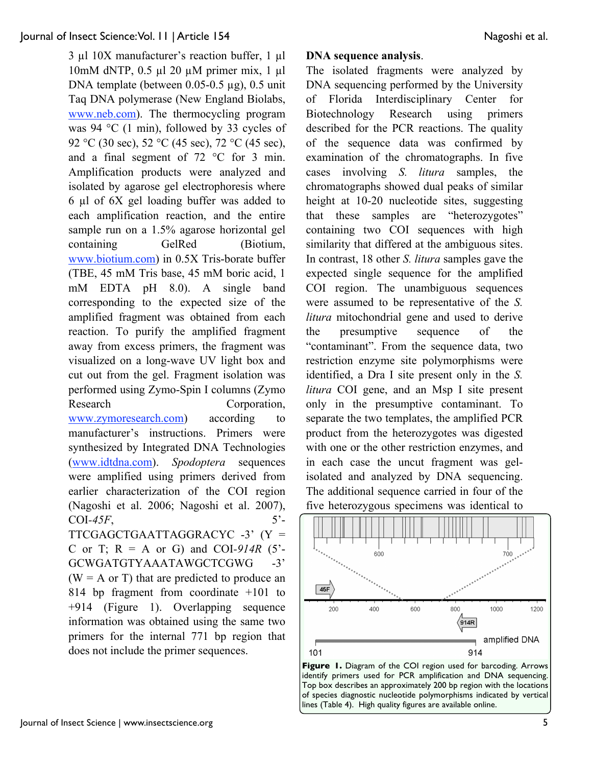3 µl 10X manufacturer's reaction buffer, 1 µl 10mM dNTP, 0.5 µl 20 µM primer mix, 1 µl DNA template (between 0.05-0.5 µg), 0.5 unit Taq DNA polymerase (New England Biolabs, www.neb.com). The thermocycling program was 94 °C (1 min), followed by 33 cycles of 92 °C (30 sec), 52 °C (45 sec), 72 °C (45 sec), and a final segment of 72 °C for 3 min. Amplification products were analyzed and isolated by agarose gel electrophoresis where 6 µl of 6X gel loading buffer was added to each amplification reaction, and the entire sample run on a 1.5% agarose horizontal gel containing GelRed (Biotium, www.biotium.com) in 0.5X Tris-borate buffer (TBE, 45 mM Tris base, 45 mM boric acid, 1 mM EDTA pH 8.0). A single band corresponding to the expected size of the amplified fragment was obtained from each reaction. To purify the amplified fragment away from excess primers, the fragment was visualized on a long-wave UV light box and cut out from the gel. Fragment isolation was performed using Zymo-Spin I columns (Zymo Research Corporation, www.zymoresearch.com) according to manufacturer's instructions. Primers were synthesized by Integrated DNA Technologies (www.idtdna.com). *Spodoptera* sequences were amplified using primers derived from earlier characterization of the COI region (Nagoshi et al. 2006; Nagoshi et al. 2007), COI-*45F*, 5'-TTCGAGCTGAATTAGGRACYC -3' (Y = C or T; R = A or G) and COI-*914R* (5'-GCWGATGTYAAATAWGCTCGWG -3' (W = A or T) that are predicted to produce an 814 bp fragment from coordinate +101 to +914 (Figure 1). Overlapping sequence information was obtained using the same two primers for the internal 771 bp region that does not include the primer sequences.

**DNA sequence analysis**.

The isolated fragments were analyzed by DNA sequencing performed by the University of Florida Interdisciplinary Center for Biotechnology Research using primers described for the PCR reactions. The quality of the sequence data was confirmed by examination of the chromatographs. In five cases involving *S. litura* samples, the chromatographs showed dual peaks of similar height at 10-20 nucleotide sites, suggesting that these samples are "heterozygotes" containing two COI sequences with high similarity that differed at the ambiguous sites. In contrast, 18 other *S. litura* samples gave the expected single sequence for the amplified COI region. The unambiguous sequences were assumed to be representative of the *S. litura* mitochondrial gene and used to derive the presumptive sequence of the "contaminant". From the sequence data, two restriction enzyme site polymorphisms were identified, a Dra I site present only in the *S. litura* COI gene, and an Msp I site present only in the presumptive contaminant. To separate the two templates, the amplified PCR product from the heterozygotes was digested with one or the other restriction enzymes, and in each case the uncut fragment was gel-isolated and analyzed by DNA sequencing. The additional sequence carried in four of the five heterozygous specimens was identical to

**Figure 1.** Diagram of the COI region used for barcoding. Arrows identify primers used for PCR amplification and DNA sequencing. Top box describes an approximately 200 bp region with the locations of species diagnostic nucleotide polymorphisms indicated by vertical lines (Table 4). High quality figures are available online.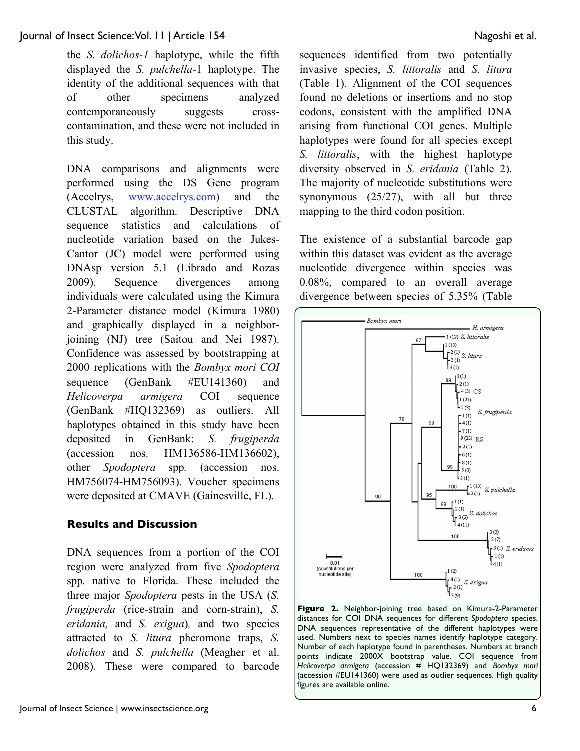the *S. dolichos-1* haplotype, while the fifth displayed the *S. pulchella*-1 haplotype. The identity of the additional sequences with that of other specimens analyzed contemporaneously suggests cross-contamination, and these were not included in this study.

DNA comparisons and alignments were performed using the DS Gene program (Accelrys, www.accelrys.com) and the CLUSTAL algorithm. Descriptive DNA sequence statistics and calculations of nucleotide variation based on the Jukes-Cantor (JC) model were performed using DNAsp version 5.1 (Librado and Rozas 2009). Sequence divergences among individuals were calculated using the Kimura 2-Parameter distance model (Kimura 1980) and graphically displayed in a neighbor-joining (NJ) tree (Saitou and Nei 1987). Confidence was assessed by bootstrapping at 2000 replications with the *Bombyx mori COI* sequence (GenBank #EU141360) and *Helicoverpa armigera* COI sequence (GenBank #HQ132369) as outliers. All haplotypes obtained in this study have been deposited in GenBank: *S. frugiperda* (accession nos. HM136586-HM136602), other *Spodoptera* spp. (accession nos. HM756074-HM756093). Voucher specimens were deposited at CMAVE (Gainesville, FL).

## Results and Discussion

DNA sequences from a portion of the COI region were analyzed from five *Spodoptera* spp. native to Florida. These included the three major *Spodoptera* pests in the USA (*S. frugiperda* (rice-strain and corn-strain), *S. eridania,* and *S. exigua*)*,* and two species attracted to *S. litura* pheromone traps, *S. dolichos* and *S. pulchella* (Meagher et al. 2008). These were compared to barcode sequences identified from two potentially invasive species, *S. littoralis* and *S. litura* (Table 1). Alignment of the COI sequences found no deletions or insertions and no stop codons, consistent with the amplified DNA arising from functional COI genes. Multiple haplotypes were found for all species except *S. littoralis*, with the highest haplotype diversity observed in *S. eridania* (Table 2). The majority of nucleotide substitutions were synonymous (25/27), with all but three mapping to the third codon position.

The existence of a substantial barcode gap within this dataset was evident as the average nucleotide divergence within species was 0.08%, compared to an overall average divergence between species of 5.35% (Table

**Figure 2.** Neighbor-joining tree based on Kimura-2-Parameter distances for COI DNA sequences for different *Spodoptera* species. DNA sequences representative of the different haplotypes were used. Numbers next to species names identify haplotype category. Number of each haplotype found in parentheses. Numbers at branch points indicate 2000X bootstrap value. COI sequence from *Helicoverpa armigera* (accession # HQ132369) and *Bombyx mori* (accession #EU141360) were used as outlier sequences. High quality figures are available online.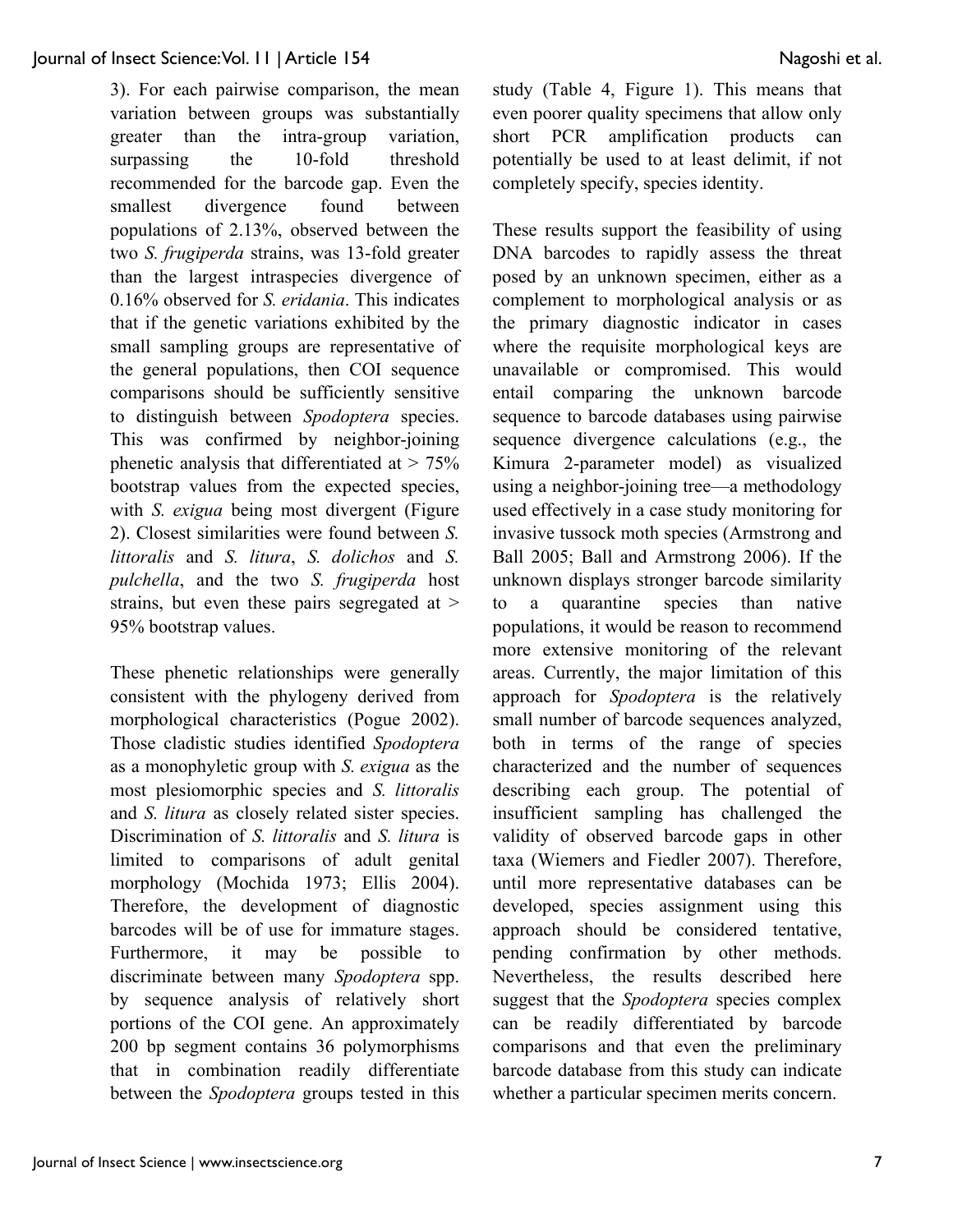3). For each pairwise comparison, the mean variation between groups was substantially greater than the intra-group variation, surpassing the 10-fold threshold recommended for the barcode gap. Even the smallest divergence found between populations of 2.13%, observed between the two *S. frugiperda* strains, was 13-fold greater than the largest intraspecies divergence of 0.16% observed for *S. eridania*. This indicates that if the genetic variations exhibited by the small sampling groups are representative of the general populations, then COI sequence comparisons should be sufficiently sensitive to distinguish between *Spodoptera* species. This was confirmed by neighbor-joining phenetic analysis that differentiated at > 75% bootstrap values from the expected species, with *S. exigua* being most divergent (Figure 2). Closest similarities were found between *S. littoralis* and *S. litura*, *S. dolichos* and *S. pulchella*, and the two *S. frugiperda* host strains, but even these pairs segregated at > 95% bootstrap values.

These phenetic relationships were generally consistent with the phylogeny derived from morphological characteristics (Pogue 2002). Those cladistic studies identified *Spodoptera* as a monophyletic group with *S. exigua* as the most plesiomorphic species and *S. littoralis* and *S. litura* as closely related sister species. Discrimination of *S. littoralis* and *S. litura* is limited to comparisons of adult genital morphology (Mochida 1973; Ellis 2004). Therefore, the development of diagnostic barcodes will be of use for immature stages. Furthermore, it may be possible to discriminate between many *Spodoptera* spp. by sequence analysis of relatively short portions of the COI gene. An approximately 200 bp segment contains 36 polymorphisms that in combination readily differentiate between the *Spodoptera* groups tested in this study (Table 4, Figure 1). This means that even poorer quality specimens that allow only short PCR amplification products can potentially be used to at least delimit, if not completely specify, species identity.

These results support the feasibility of using DNA barcodes to rapidly assess the threat posed by an unknown specimen, either as a complement to morphological analysis or as the primary diagnostic indicator in cases where the requisite morphological keys are unavailable or compromised. This would entail comparing the unknown barcode sequence to barcode databases using pairwise sequence divergence calculations (e.g., the Kimura 2-parameter model) as visualized using a neighbor-joining tree—a methodology used effectively in a case study monitoring for invasive tussock moth species (Armstrong and Ball 2005; Ball and Armstrong 2006). If the unknown displays stronger barcode similarity to a quarantine species than native populations, it would be reason to recommend more extensive monitoring of the relevant areas. Currently, the major limitation of this approach for *Spodoptera* is the relatively small number of barcode sequences analyzed, both in terms of the range of species characterized and the number of sequences describing each group. The potential of insufficient sampling has challenged the validity of observed barcode gaps in other taxa (Wiemers and Fiedler 2007). Therefore, until more representative databases can be developed, species assignment using this approach should be considered tentative, pending confirmation by other methods. Nevertheless, the results described here suggest that the *Spodoptera* species complex can be readily differentiated by barcode comparisons and that even the preliminary barcode database from this study can indicate whether a particular specimen merits concern.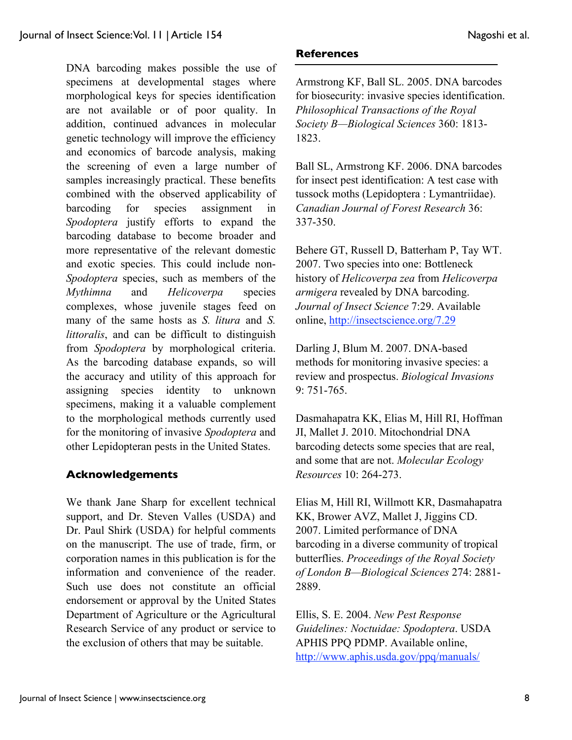DNA barcoding makes possible the use of specimens at developmental stages where morphological keys for species identification are not available or of poor quality. In addition, continued advances in molecular genetic technology will improve the efficiency and economics of barcode analysis, making the screening of even a large number of samples increasingly practical. These benefits combined with the observed applicability of barcoding for species assignment in *Spodoptera* justify efforts to expand the barcoding database to become broader and more representative of the relevant domestic and exotic species. This could include non-*Spodoptera* species, such as members of the *Mythimna* and *Helicoverpa* species complexes, whose juvenile stages feed on many of the same hosts as *S. litura* and *S. littoralis*, and can be difficult to distinguish from *Spodoptera* by morphological criteria. As the barcoding database expands, so will the accuracy and utility of this approach for assigning species identity to unknown specimens, making it a valuable complement to the morphological methods currently used for the monitoring of invasive *Spodoptera* and other Lepidopteran pests in the United States.

## Acknowledgements

We thank Jane Sharp for excellent technical support, and Dr. Steven Valles (USDA) and Dr. Paul Shirk (USDA) for helpful comments on the manuscript. The use of trade, firm, or corporation names in this publication is for the information and convenience of the reader. Such use does not constitute an official endorsement or approval by the United States Department of Agriculture or the Agricultural Research Service of any product or service to the exclusion of others that may be suitable.

## References

Armstrong KF, Ball SL. 2005. DNA barcodes for biosecurity: invasive species identification. *Philosophical Transactions of the Royal Society B—Biological Sciences* 360: 1813-1823.

Ball SL, Armstrong KF. 2006. DNA barcodes for insect pest identification: A test case with tussock moths (Lepidoptera : Lymantriidae). *Canadian Journal of Forest Research* 36: 337-350.

Behere GT, Russell D, Batterham P, Tay WT. 2007. Two species into one: Bottleneck history of *Helicoverpa zea* from *Helicoverpa armigera* revealed by DNA barcoding. *Journal of Insect Science* 7:29. Available online, http://insectscience.org/7.29

Darling J, Blum M. 2007. DNA-based methods for monitoring invasive species: a review and prospectus. *Biological Invasions* 9: 751-765.

Dasmahapatra KK, Elias M, Hill RI, Hoffman JI, Mallet J. 2010. Mitochondrial DNA barcoding detects some species that are real, and some that are not. *Molecular Ecology Resources* 10: 264-273.

Elias M, Hill RI, Willmott KR, Dasmahapatra KK, Brower AVZ, Mallet J, Jiggins CD. 2007. Limited performance of DNA barcoding in a diverse community of tropical butterflies. *Proceedings of the Royal Society of London B—Biological Sciences* 274: 2881-2889.

Ellis, S. E. 2004. *New Pest Response Guidelines: Noctuidae: Spodoptera*. USDA APHIS PPQ PDMP. Available online, http://www.aphis.usda.gov/ppq/manuals/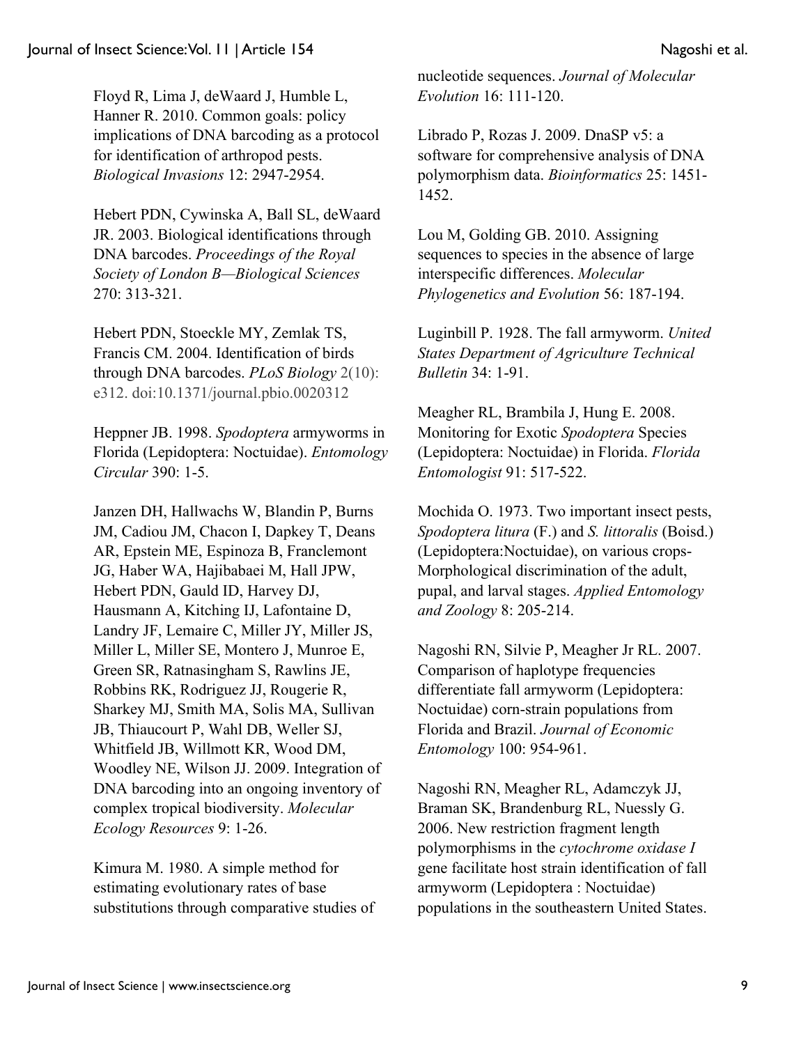Floyd R, Lima J, deWaard J, Humble L, Hanner R. 2010. Common goals: policy implications of DNA barcoding as a protocol for identification of arthropod pests. *Biological Invasions* 12: 2947-2954.

Hebert PDN, Cywinska A, Ball SL, deWaard JR. 2003. Biological identifications through DNA barcodes. *Proceedings of the Royal Society of London B—Biological Sciences* 270: 313-321.

Hebert PDN, Stoeckle MY, Zemlak TS, Francis CM. 2004. Identification of birds through DNA barcodes. *PLoS Biology* 2(10): e312. doi:10.1371/journal.pbio.0020312

Heppner JB. 1998. *Spodoptera* armyworms in Florida (Lepidoptera: Noctuidae). *Entomology Circular* 390: 1-5.

Janzen DH, Hallwachs W, Blandin P, Burns JM, Cadiou JM, Chacon I, Dapkey T, Deans AR, Epstein ME, Espinoza B, Franclemont JG, Haber WA, Hajibabaei M, Hall JPW, Hebert PDN, Gauld ID, Harvey DJ, Hausmann A, Kitching IJ, Lafontaine D, Landry JF, Lemaire C, Miller JY, Miller JS, Miller L, Miller SE, Montero J, Munroe E, Green SR, Ratnasingham S, Rawlins JE, Robbins RK, Rodriguez JJ, Rougerie R, Sharkey MJ, Smith MA, Solis MA, Sullivan JB, Thiaucourt P, Wahl DB, Weller SJ, Whitfield JB, Willmott KR, Wood DM, Woodley NE, Wilson JJ. 2009. Integration of DNA barcoding into an ongoing inventory of complex tropical biodiversity. *Molecular Ecology Resources* 9: 1-26.

Kimura M. 1980. A simple method for estimating evolutionary rates of base substitutions through comparative studies of nucleotide sequences. *Journal of Molecular Evolution* 16: 111-120.

Librado P, Rozas J. 2009. DnaSP v5: a software for comprehensive analysis of DNA polymorphism data. *Bioinformatics* 25: 1451-1452.

Lou M, Golding GB. 2010. Assigning sequences to species in the absence of large interspecific differences. *Molecular Phylogenetics and Evolution* 56: 187-194.

Luginbill P. 1928. The fall armyworm. *United States Department of Agriculture Technical Bulletin* 34: 1-91.

Meagher RL, Brambila J, Hung E. 2008. Monitoring for Exotic *Spodoptera* Species (Lepidoptera: Noctuidae) in Florida. *Florida Entomologist* 91: 517-522.

Mochida O. 1973. Two important insect pests, *Spodoptera litura* (F.) and *S. littoralis* (Boisd.) (Lepidoptera:Noctuidae), on various crops-Morphological discrimination of the adult, pupal, and larval stages. *Applied Entomology and Zoology* 8: 205-214.

Nagoshi RN, Silvie P, Meagher Jr RL. 2007. Comparison of haplotype frequencies differentiate fall armyworm (Lepidoptera: Noctuidae) corn-strain populations from Florida and Brazil. *Journal of Economic Entomology* 100: 954-961.

Nagoshi RN, Meagher RL, Adamczyk JJ, Braman SK, Brandenburg RL, Nuessly G. 2006. New restriction fragment length polymorphisms in the *cytochrome oxidase I* gene facilitate host strain identification of fall armyworm (Lepidoptera : Noctuidae) populations in the southeastern United States.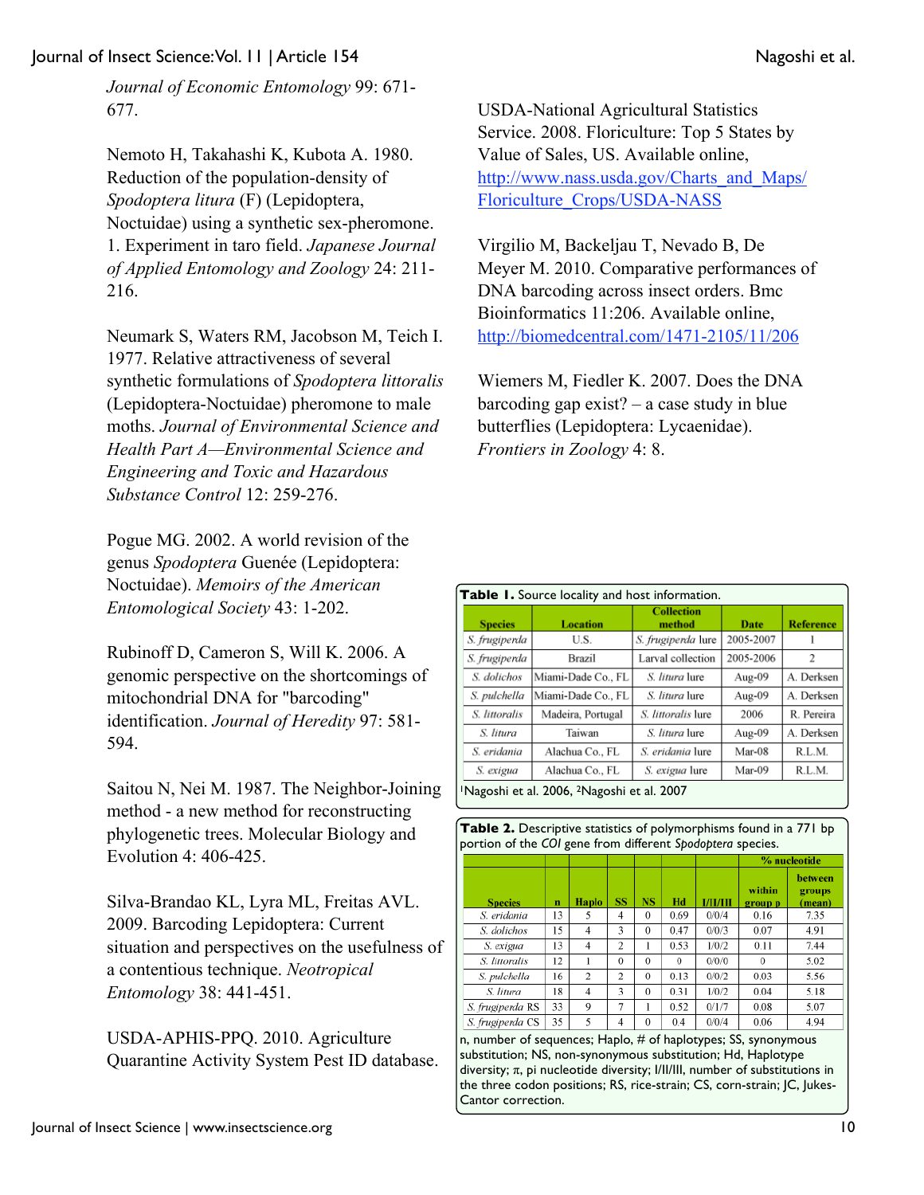*Journal of Economic Entomology* 99: 671-677.

Nemoto H, Takahashi K, Kubota A. 1980. Reduction of the population-density of *Spodoptera litura* (F) (Lepidoptera, Noctuidae) using a synthetic sex-pheromone. 1. Experiment in taro field. *Japanese Journal of Applied Entomology and Zoology* 24: 211-216.

Neumark S, Waters RM, Jacobson M, Teich I. 1977. Relative attractiveness of several synthetic formulations of *Spodoptera littoralis* (Lepidoptera-Noctuidae) pheromone to male moths. *Journal of Environmental Science and Health Part A—Environmental Science and Engineering and Toxic and Hazardous Substance Control* 12: 259-276.

Pogue MG. 2002. A world revision of the genus *Spodoptera* Guenée (Lepidoptera: Noctuidae). *Memoirs of the American Entomological Society* 43: 1-202.

Rubinoff D, Cameron S, Will K. 2006. A genomic perspective on the shortcomings of mitochondrial DNA for "barcoding" identification. *Journal of Heredity* 97: 581-594.

Saitou N, Nei M. 1987. The Neighbor-Joining method - a new method for reconstructing phylogenetic trees. Molecular Biology and Evolution 4: 406-425.

Silva-Brandao KL, Lyra ML, Freitas AVL. 2009. Barcoding Lepidoptera: Current situation and perspectives on the usefulness of a contentious technique. *Neotropical Entomology* 38: 441-451.

USDA-APHIS-PPQ. 2010. Agriculture Quarantine Activity System Pest ID database.

USDA-National Agricultural Statistics Service. 2008. Floriculture: Top 5 States by Value of Sales, US. Available online, http://www.nass.usda.gov/Charts_and_Maps/Floriculture_Crops/USDA-NASS

Virgilio M, Backeljau T, Nevado B, De Meyer M. 2010. Comparative performances of DNA barcoding across insect orders. Bmc Bioinformatics 11:206. Available online, http://biomedcentral.com/1471-2105/11/206

Wiemers M, Fiedler K. 2007. Does the DNA barcoding gap exist? – a case study in blue butterflies (Lepidoptera: Lycaenidae). *Frontiers in Zoology* 4: 8.

**Table 1.** Source locality and host information.

| Species | Location | Collection method | Date | Reference |
|---|---|---|---|---|
| *S. frugiperda* | U.S. | *S. frugiperda* lure | 2005-2007 | 1 |
| *S. frugiperda* | Brazil | Larval collection | 2005-2006 | 2 |
| *S. dolichos* | Miami-Dade Co., FL | *S. litura* lure | Aug-09 | A. Derksen |
| *S. pulchella* | Miami-Dade Co., FL | *S. litura* lure | Aug-09 | A. Derksen |
| *S. littoralis* | Madeira, Portugal | *S. littoralis* lure | 2006 | R. Pereira |
| *S. litura* | Taiwan | *S. litura* lure | Aug-09 | A. Derksen |
| *S. eridania* | Alachua Co., FL | *S. eridania* lure | Mar-08 | R.L.M. |
| *S. exigua* | Alachua Co., FL | *S. exigua* lure | Mar-09 | R.L.M. |

[1]Nagoshi et al. 2006, [2]Nagoshi et al. 2007

**Table 2.** Descriptive statistics of polymorphisms found in a 771 bp portion of the *COI* gene from different *Spodoptera* species.

| | | | | | | | % nucleotide | |
|---|---|---|---|---|---|---|---|---|
| Species | n | Haplo | SS | NS | Hd | I/II/III | within group p | between groups (mean) |
| *S. eridania* | 13 | 5 | 4 | 0 | 0.69 | 0/0/4 | 0.16 | 7.35 |
| *S. dolichos* | 15 | 4 | 3 | 0 | 0.47 | 0/0/3 | 0.07 | 4.91 |
| *S. exigua* | 13 | 4 | 2 | 1 | 0.53 | 1/0/2 | 0.11 | 7.44 |
| *S. littoralis* | 12 | 1 | 0 | 0 | 0 | 0/0/0 | 0 | 5.02 |
| *S. pulchella* | 16 | 2 | 2 | 0 | 0.13 | 0/0/2 | 0.03 | 5.56 |
| *S. litura* | 18 | 4 | 3 | 0 | 0.31 | 1/0/2 | 0.04 | 5.18 |
| *S. frugiperda* RS | 33 | 9 | 7 | 1 | 0.52 | 0/1/7 | 0.08 | 5.07 |
| *S. frugiperda* CS | 35 | 5 | 4 | 0 | 0.4 | 0/0/4 | 0.06 | 4.94 |

n, number of sequences; Haplo, # of haplotypes; SS, synonymous substitution; NS, non-synonymous substitution; Hd, Haplotype diversity; $\pi$, pi nucleotide diversity; I/II/III, number of substitutions in the three codon positions; RS, rice-strain; CS, corn-strain; JC, Jukes-Cantor correction.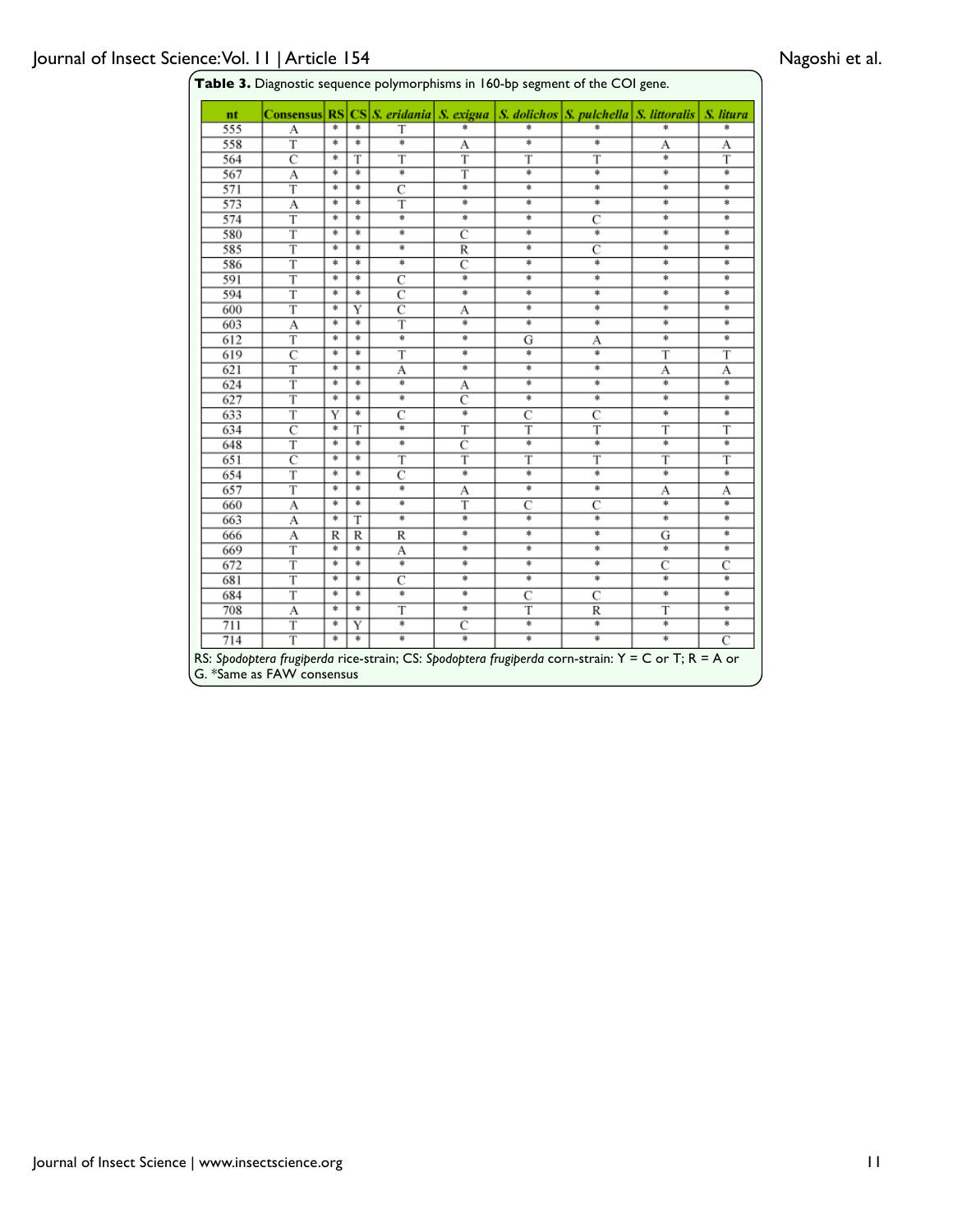**Table 3.** Diagnostic sequence polymorphisms in 160-bp segment of the COI gene.

| nt | Consensus | RS | CS | S. eridania | S. exigua | S. dolichos | S. pulchella | S. littoralis | S. litura |
|---|---|---|---|---|---|---|---|---|---|
| 555 | A | * | * | T | * | * | * | * | * |
| 558 | T | * | * | * | A | * | * | A | A |
| 564 | C | * | T | T | T | T | T | * | T |
| 567 | A | * | * | * | T | * | * | * | * |
| 571 | T | * | * | C | * | * | * | * | * |
| 573 | A | * | * | T | * | * | * | * | * |
| 574 | T | * | * | * | * | * | C | * | * |
| 580 | T | * | * | * | C | * | * | * | * |
| 585 | T | * | * | * | R | * | C | * | * |
| 586 | T | * | * | * | C | * | * | * | * |
| 591 | T | * | * | C | * | * | * | * | * |
| 594 | T | * | * | C | * | * | * | * | * |
| 600 | T | * | Y | C | A | * | * | * | * |
| 603 | A | * | * | T | * | * | * | * | * |
| 612 | T | * | * | * | * | G | A | * | * |
| 619 | C | * | * | T | * | * | * | T | T |
| 621 | T | * | * | A | * | * | * | A | A |
| 624 | T | * | * | * | A | * | * | * | * |
| 627 | T | * | * | * | C | * | * | * | * |
| 633 | T | Y | * | C | * | C | C | * | * |
| 634 | C | * | T | * | T | T | T | T | T |
| 648 | T | * | * | * | C | * | * | * | * |
| 651 | C | * | * | T | T | T | T | T | T |
| 654 | T | * | * | C | * | * | * | * | * |
| 657 | T | * | * | * | A | * | * | A | A |
| 660 | A | * | * | * | T | C | C | * | * |
| 663 | A | * | T | * | * | * | * | * | * |
| 666 | A | R | R | R | * | * | * | G | * |
| 669 | T | * | * | A | * | * | * | * | * |
| 672 | T | * | * | * | * | * | * | C | C |
| 681 | T | * | * | C | * | * | * | * | * |
| 684 | T | * | * | * | * | C | C | * | * |
| 708 | A | * | * | T | * | T | R | T | * |
| 711 | T | * | Y | * | C | * | * | * | * |
| 714 | T | * | * | * | * | * | * | * | C |

RS: *Spodoptera frugiperda* rice-strain; CS: *Spodoptera frugiperda* corn-strain: Y = C or T; R = A or G. *Same as FAW consensus